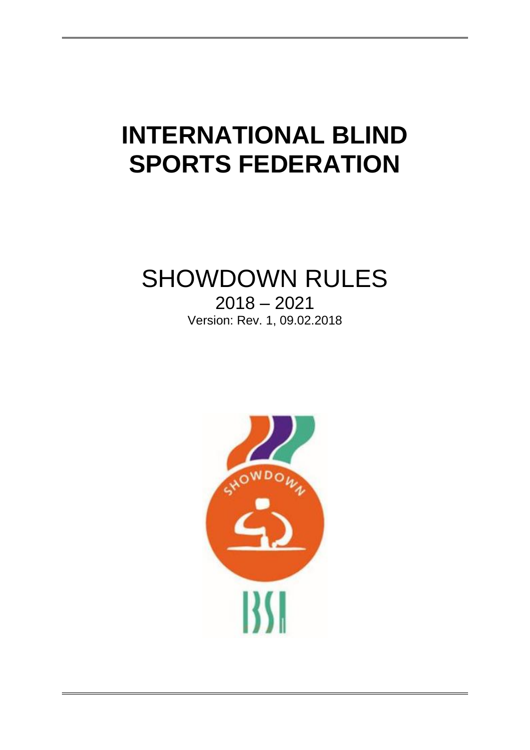# INTERNATIONAL BLIND SPORTS FEDERATION

## SHOWDOWN RULES

2018 – 2021

Version: Rev. 1, 09.02.2018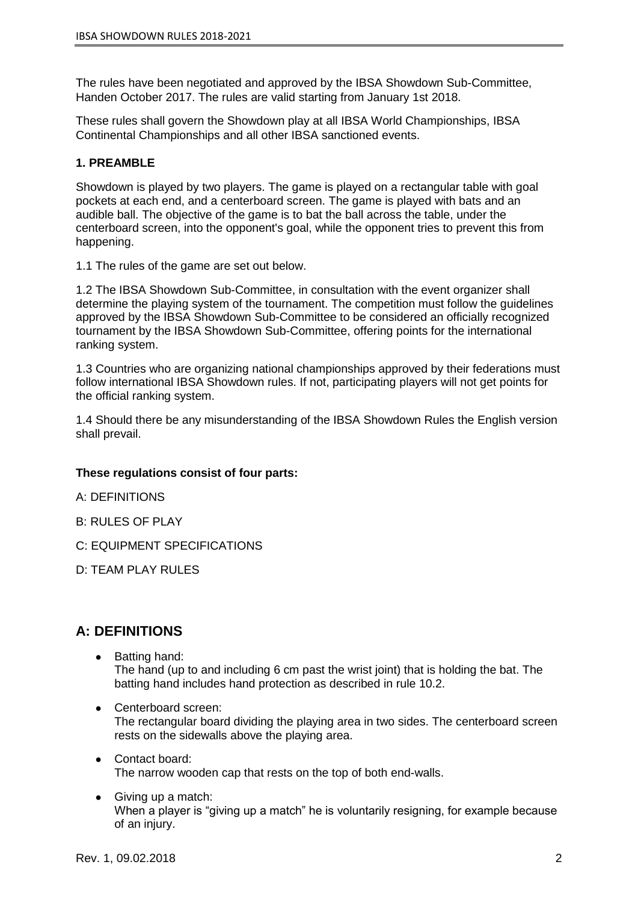The rules have been negotiated and approved by the IBSA Showdown Sub-Committee, Handen October 2017. The rules are valid starting from January 1st 2018.

These rules shall govern the Showdown play at all IBSA World Championships, IBSA Continental Championships and all other IBSA sanctioned events.

### 1. PREAMBLE

Showdown is played by two players. The game is played on a rectangular table with goal pockets at each end, and a centerboard screen. The game is played with bats and an audible ball. The objective of the game is to bat the ball across the table, under the centerboard screen, into the opponent's goal, while the opponent tries to prevent this from happening.

1.1 The rules of the game are set out below.

1.2 The IBSA Showdown Sub-Committee, in consultation with the event organizer shall determine the playing system of the tournament. The competition must follow the guidelines approved by the IBSA Showdown Sub-Committee to be considered an officially recognized tournament by the IBSA Showdown Sub-Committee, offering points for the international ranking system.

1.3 Countries who are organizing national championships approved by their federations must follow international IBSA Showdown rules. If not, participating players will not get points for the official ranking system.

1.4 Should there be any misunderstanding of the IBSA Showdown Rules the English version shall prevail.

**These regulations consist of four parts:**

A: DEFINITIONS

B: RULES OF PLAY

C: EQUIPMENT SPECIFICATIONS

D: TEAM PLAY RULES

## A: DEFINITIONS

- Batting hand:
  The hand (up to and including 6 cm past the wrist joint) that is holding the bat. The batting hand includes hand protection as described in rule 10.2.
- Centerboard screen:
  The rectangular board dividing the playing area in two sides. The centerboard screen rests on the sidewalls above the playing area.
- Contact board:
  The narrow wooden cap that rests on the top of both end-walls.
- Giving up a match:
  When a player is "giving up a match" he is voluntarily resigning, for example because of an injury.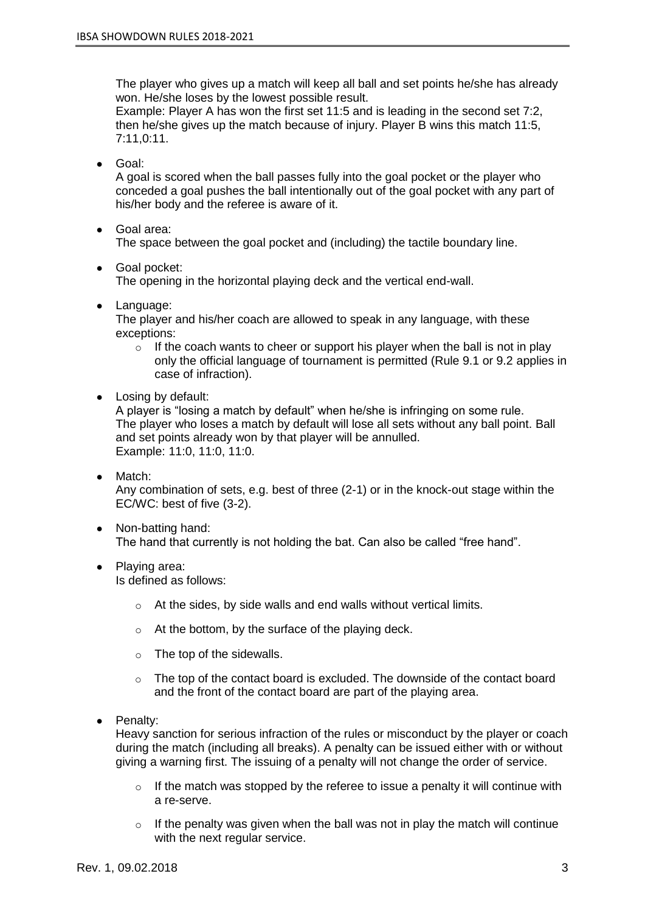The player who gives up a match will keep all ball and set points he/she has already won. He/she loses by the lowest possible result.
Example: Player A has won the first set 11:5 and is leading in the second set 7:2, then he/she gives up the match because of injury. Player B wins this match 11:5, 7:11,0:11.

- Goal:
  A goal is scored when the ball passes fully into the goal pocket or the player who conceded a goal pushes the ball intentionally out of the goal pocket with any part of his/her body and the referee is aware of it.

- Goal area:
  The space between the goal pocket and (including) the tactile boundary line.

- Goal pocket:
  The opening in the horizontal playing deck and the vertical end-wall.

- Language:
  The player and his/her coach are allowed to speak in any language, with these exceptions:
  - If the coach wants to cheer or support his player when the ball is not in play only the official language of tournament is permitted (Rule 9.1 or 9.2 applies in case of infraction).

- Losing by default:
  A player is "losing a match by default" when he/she is infringing on some rule. The player who loses a match by default will lose all sets without any ball point. Ball and set points already won by that player will be annulled.
  Example: 11:0, 11:0, 11:0.

- Match:
  Any combination of sets, e.g. best of three (2-1) or in the knock-out stage within the EC/WC: best of five (3-2).

- Non-batting hand:
  The hand that currently is not holding the bat. Can also be called "free hand".

- Playing area:
  Is defined as follows:
  - At the sides, by side walls and end walls without vertical limits.
  - At the bottom, by the surface of the playing deck.
  - The top of the sidewalls.
  - The top of the contact board is excluded. The downside of the contact board and the front of the contact board are part of the playing area.

- Penalty:
  Heavy sanction for serious infraction of the rules or misconduct by the player or coach during the match (including all breaks). A penalty can be issued either with or without giving a warning first. The issuing of a penalty will not change the order of service.
  - If the match was stopped by the referee to issue a penalty it will continue with a re-serve.
  - If the penalty was given when the ball was not in play the match will continue with the next regular service.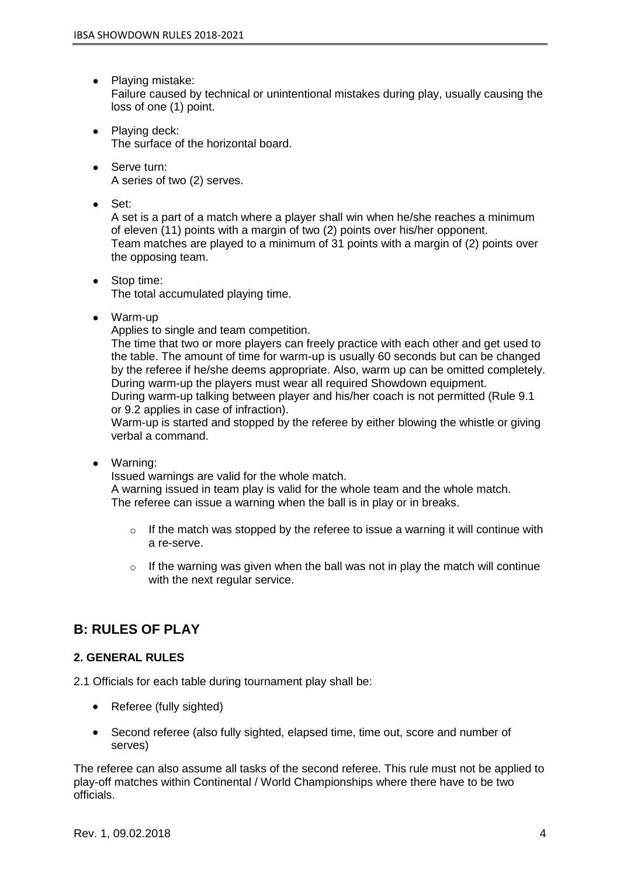- Playing mistake:
  Failure caused by technical or unintentional mistakes during play, usually causing the loss of one (1) point.

- Playing deck:
  The surface of the horizontal board.

- Serve turn:
  A series of two (2) serves.

- Set:
  A set is a part of a match where a player shall win when he/she reaches a minimum of eleven (11) points with a margin of two (2) points over his/her opponent.
  Team matches are played to a minimum of 31 points with a margin of (2) points over the opposing team.

- Stop time:
  The total accumulated playing time.

- Warm-up
  Applies to single and team competition.
  The time that two or more players can freely practice with each other and get used to the table. The amount of time for warm-up is usually 60 seconds but can be changed by the referee if he/she deems appropriate. Also, warm up can be omitted completely. During warm-up the players must wear all required Showdown equipment.
  During warm-up talking between player and his/her coach is not permitted (Rule 9.1 or 9.2 applies in case of infraction).
  Warm-up is started and stopped by the referee by either blowing the whistle or giving verbal a command.

- Warning:
  Issued warnings are valid for the whole match.
  A warning issued in team play is valid for the whole team and the whole match.
  The referee can issue a warning when the ball is in play or in breaks.

  - If the match was stopped by the referee to issue a warning it will continue with a re-serve.

  - If the warning was given when the ball was not in play the match will continue with the next regular service.

## B: RULES OF PLAY

### 2. GENERAL RULES

2.1 Officials for each table during tournament play shall be:

- Referee (fully sighted)

- Second referee (also fully sighted, elapsed time, time out, score and number of serves)

The referee can also assume all tasks of the second referee. This rule must not be applied to play-off matches within Continental / World Championships where there have to be two officials.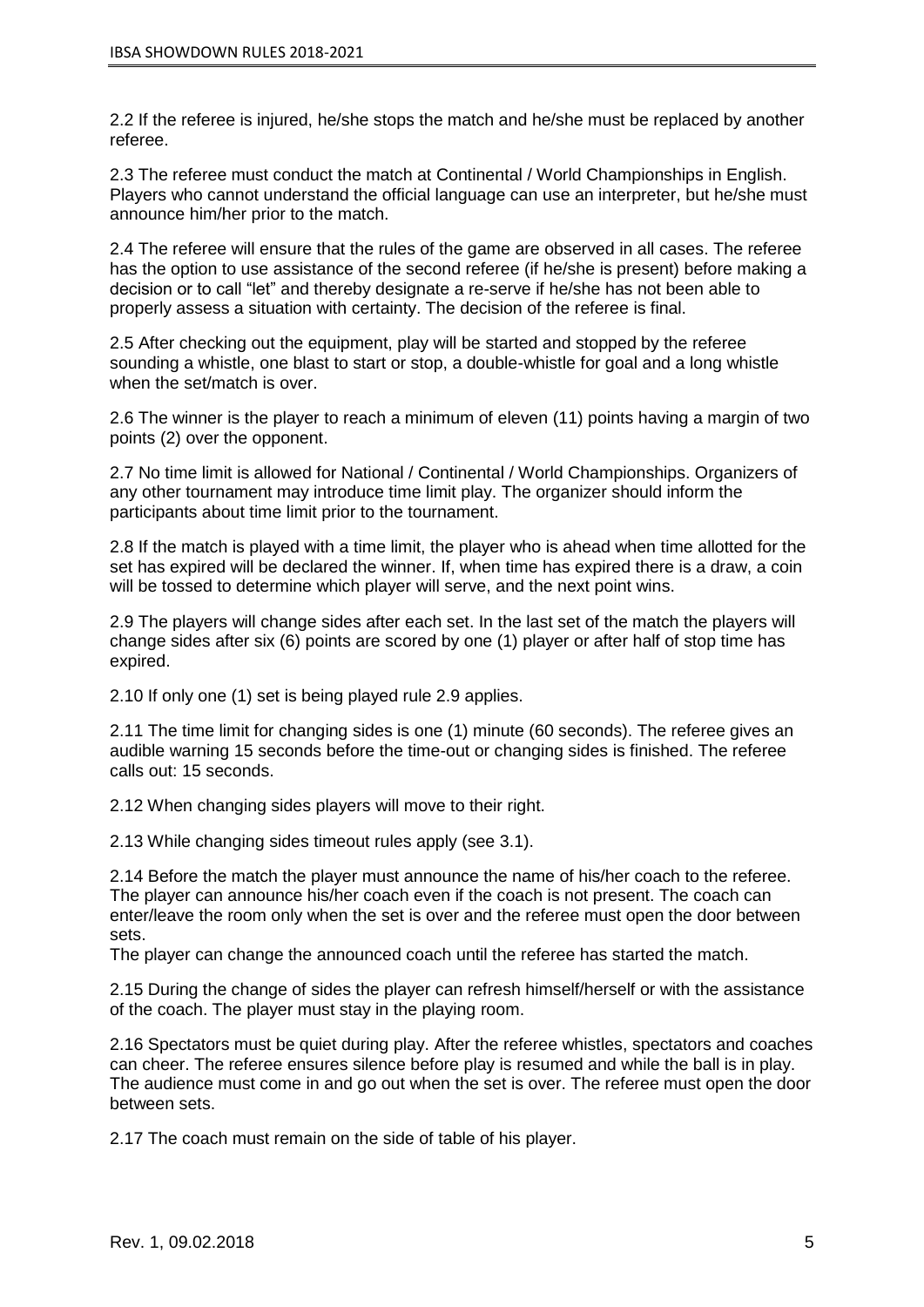2.2 If the referee is injured, he/she stops the match and he/she must be replaced by another referee.

2.3 The referee must conduct the match at Continental / World Championships in English. Players who cannot understand the official language can use an interpreter, but he/she must announce him/her prior to the match.

2.4 The referee will ensure that the rules of the game are observed in all cases. The referee has the option to use assistance of the second referee (if he/she is present) before making a decision or to call "let" and thereby designate a re-serve if he/she has not been able to properly assess a situation with certainty. The decision of the referee is final.

2.5 After checking out the equipment, play will be started and stopped by the referee sounding a whistle, one blast to start or stop, a double-whistle for goal and a long whistle when the set/match is over.

2.6 The winner is the player to reach a minimum of eleven (11) points having a margin of two points (2) over the opponent.

2.7 No time limit is allowed for National / Continental / World Championships. Organizers of any other tournament may introduce time limit play. The organizer should inform the participants about time limit prior to the tournament.

2.8 If the match is played with a time limit, the player who is ahead when time allotted for the set has expired will be declared the winner. If, when time has expired there is a draw, a coin will be tossed to determine which player will serve, and the next point wins.

2.9 The players will change sides after each set. In the last set of the match the players will change sides after six (6) points are scored by one (1) player or after half of stop time has expired.

2.10 If only one (1) set is being played rule 2.9 applies.

2.11 The time limit for changing sides is one (1) minute (60 seconds). The referee gives an audible warning 15 seconds before the time-out or changing sides is finished. The referee calls out: 15 seconds.

2.12 When changing sides players will move to their right.

2.13 While changing sides timeout rules apply (see 3.1).

2.14 Before the match the player must announce the name of his/her coach to the referee. The player can announce his/her coach even if the coach is not present. The coach can enter/leave the room only when the set is over and the referee must open the door between sets.
The player can change the announced coach until the referee has started the match.

2.15 During the change of sides the player can refresh himself/herself or with the assistance of the coach. The player must stay in the playing room.

2.16 Spectators must be quiet during play. After the referee whistles, spectators and coaches can cheer. The referee ensures silence before play is resumed and while the ball is in play. The audience must come in and go out when the set is over. The referee must open the door between sets.

2.17 The coach must remain on the side of table of his player.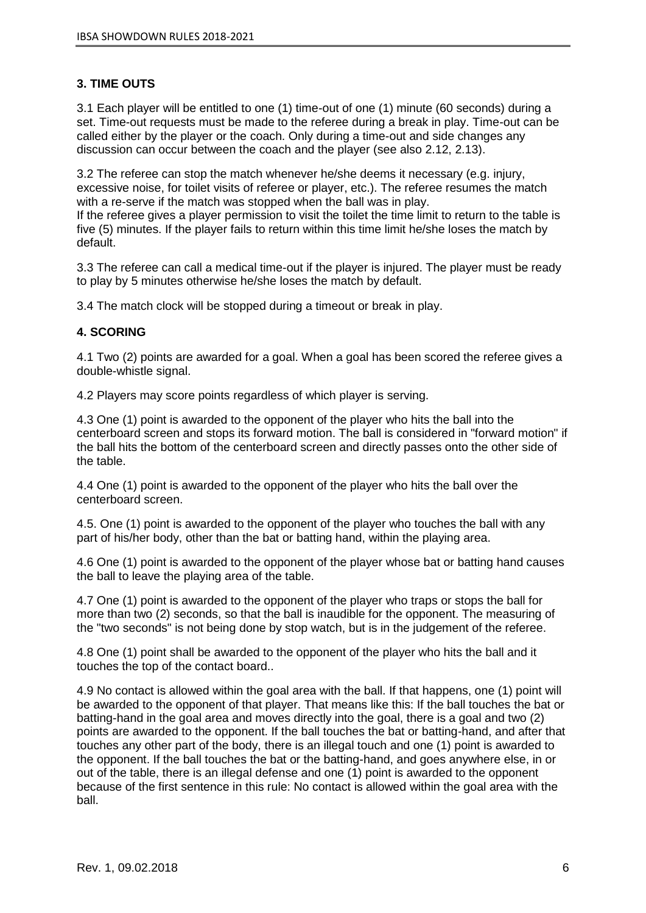## 3. TIME OUTS

3.1 Each player will be entitled to one (1) time-out of one (1) minute (60 seconds) during a set. Time-out requests must be made to the referee during a break in play. Time-out can be called either by the player or the coach. Only during a time-out and side changes any discussion can occur between the coach and the player (see also 2.12, 2.13).

3.2 The referee can stop the match whenever he/she deems it necessary (e.g. injury, excessive noise, for toilet visits of referee or player, etc.). The referee resumes the match with a re-serve if the match was stopped when the ball was in play.
If the referee gives a player permission to visit the toilet the time limit to return to the table is five (5) minutes. If the player fails to return within this time limit he/she loses the match by default.

3.3 The referee can call a medical time-out if the player is injured. The player must be ready to play by 5 minutes otherwise he/she loses the match by default.

3.4 The match clock will be stopped during a timeout or break in play.

## 4. SCORING

4.1 Two (2) points are awarded for a goal. When a goal has been scored the referee gives a double-whistle signal.

4.2 Players may score points regardless of which player is serving.

4.3 One (1) point is awarded to the opponent of the player who hits the ball into the centerboard screen and stops its forward motion. The ball is considered in "forward motion" if the ball hits the bottom of the centerboard screen and directly passes onto the other side of the table.

4.4 One (1) point is awarded to the opponent of the player who hits the ball over the centerboard screen.

4.5. One (1) point is awarded to the opponent of the player who touches the ball with any part of his/her body, other than the bat or batting hand, within the playing area.

4.6 One (1) point is awarded to the opponent of the player whose bat or batting hand causes the ball to leave the playing area of the table.

4.7 One (1) point is awarded to the opponent of the player who traps or stops the ball for more than two (2) seconds, so that the ball is inaudible for the opponent. The measuring of the "two seconds" is not being done by stop watch, but is in the judgement of the referee.

4.8 One (1) point shall be awarded to the opponent of the player who hits the ball and it touches the top of the contact board..

4.9 No contact is allowed within the goal area with the ball. If that happens, one (1) point will be awarded to the opponent of that player. That means like this: If the ball touches the bat or batting-hand in the goal area and moves directly into the goal, there is a goal and two (2) points are awarded to the opponent. If the ball touches the bat or batting-hand, and after that touches any other part of the body, there is an illegal touch and one (1) point is awarded to the opponent. If the ball touches the bat or the batting-hand, and goes anywhere else, in or out of the table, there is an illegal defense and one (1) point is awarded to the opponent because of the first sentence in this rule: No contact is allowed within the goal area with the ball.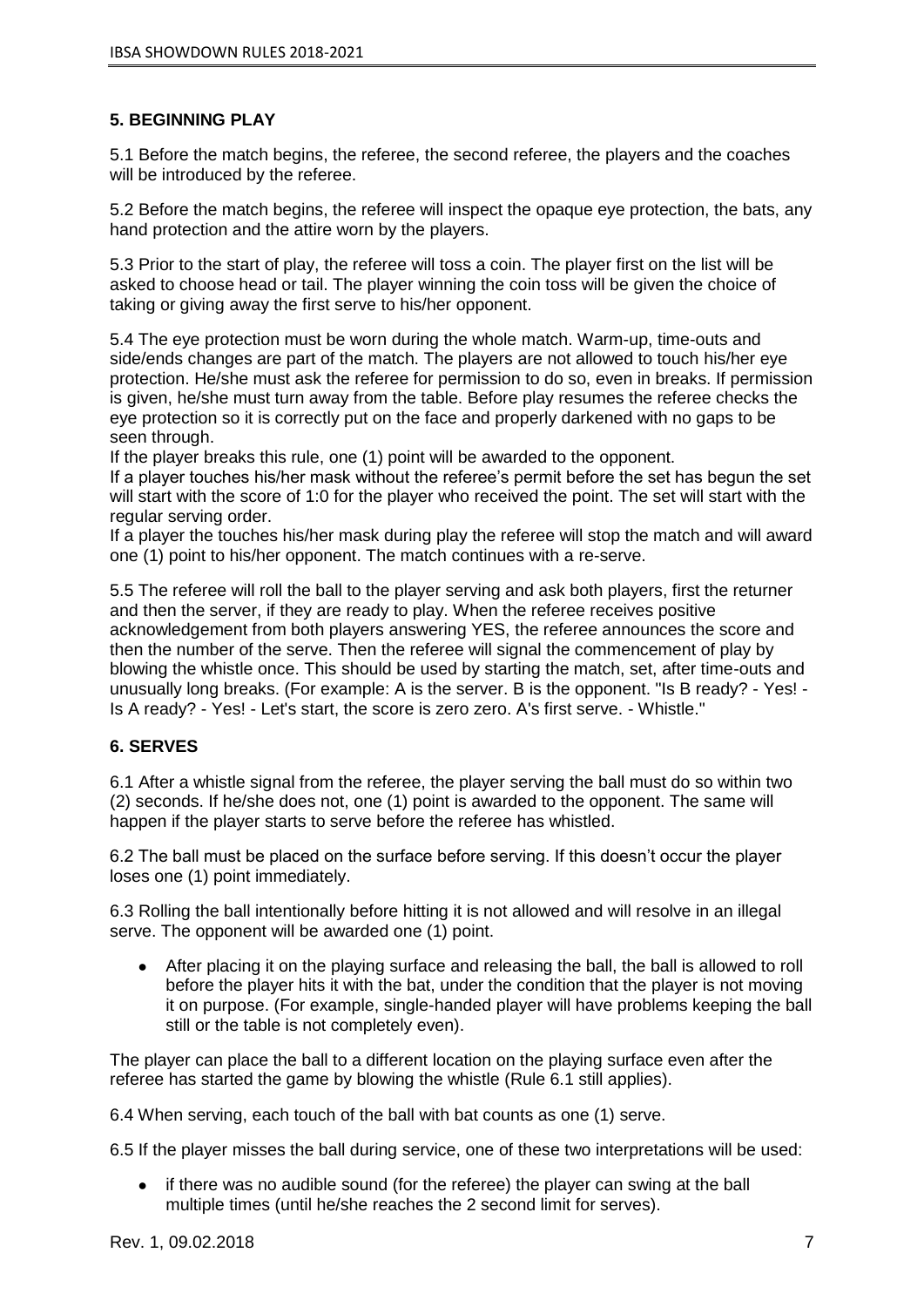## 5. BEGINNING PLAY

5.1 Before the match begins, the referee, the second referee, the players and the coaches will be introduced by the referee.

5.2 Before the match begins, the referee will inspect the opaque eye protection, the bats, any hand protection and the attire worn by the players.

5.3 Prior to the start of play, the referee will toss a coin. The player first on the list will be asked to choose head or tail. The player winning the coin toss will be given the choice of taking or giving away the first serve to his/her opponent.

5.4 The eye protection must be worn during the whole match. Warm-up, time-outs and side/ends changes are part of the match. The players are not allowed to touch his/her eye protection. He/she must ask the referee for permission to do so, even in breaks. If permission is given, he/she must turn away from the table. Before play resumes the referee checks the eye protection so it is correctly put on the face and properly darkened with no gaps to be seen through.

If the player breaks this rule, one (1) point will be awarded to the opponent.

If a player touches his/her mask without the referee's permit before the set has begun the set will start with the score of 1:0 for the player who received the point. The set will start with the regular serving order.

If a player the touches his/her mask during play the referee will stop the match and will award one (1) point to his/her opponent. The match continues with a re-serve.

5.5 The referee will roll the ball to the player serving and ask both players, first the returner and then the server, if they are ready to play. When the referee receives positive acknowledgement from both players answering YES, the referee announces the score and then the number of the serve. Then the referee will signal the commencement of play by blowing the whistle once. This should be used by starting the match, set, after time-outs and unusually long breaks. (For example: A is the server. B is the opponent. "Is B ready? - Yes! - Is A ready? - Yes! - Let's start, the score is zero zero. A's first serve. - Whistle."

## 6. SERVES

6.1 After a whistle signal from the referee, the player serving the ball must do so within two (2) seconds. If he/she does not, one (1) point is awarded to the opponent. The same will happen if the player starts to serve before the referee has whistled.

6.2 The ball must be placed on the surface before serving. If this doesn't occur the player loses one (1) point immediately.

6.3 Rolling the ball intentionally before hitting it is not allowed and will resolve in an illegal serve. The opponent will be awarded one (1) point.

- After placing it on the playing surface and releasing the ball, the ball is allowed to roll before the player hits it with the bat, under the condition that the player is not moving it on purpose. (For example, single-handed player will have problems keeping the ball still or the table is not completely even).

The player can place the ball to a different location on the playing surface even after the referee has started the game by blowing the whistle (Rule 6.1 still applies).

6.4 When serving, each touch of the ball with bat counts as one (1) serve.

6.5 If the player misses the ball during service, one of these two interpretations will be used:

- if there was no audible sound (for the referee) the player can swing at the ball multiple times (until he/she reaches the 2 second limit for serves).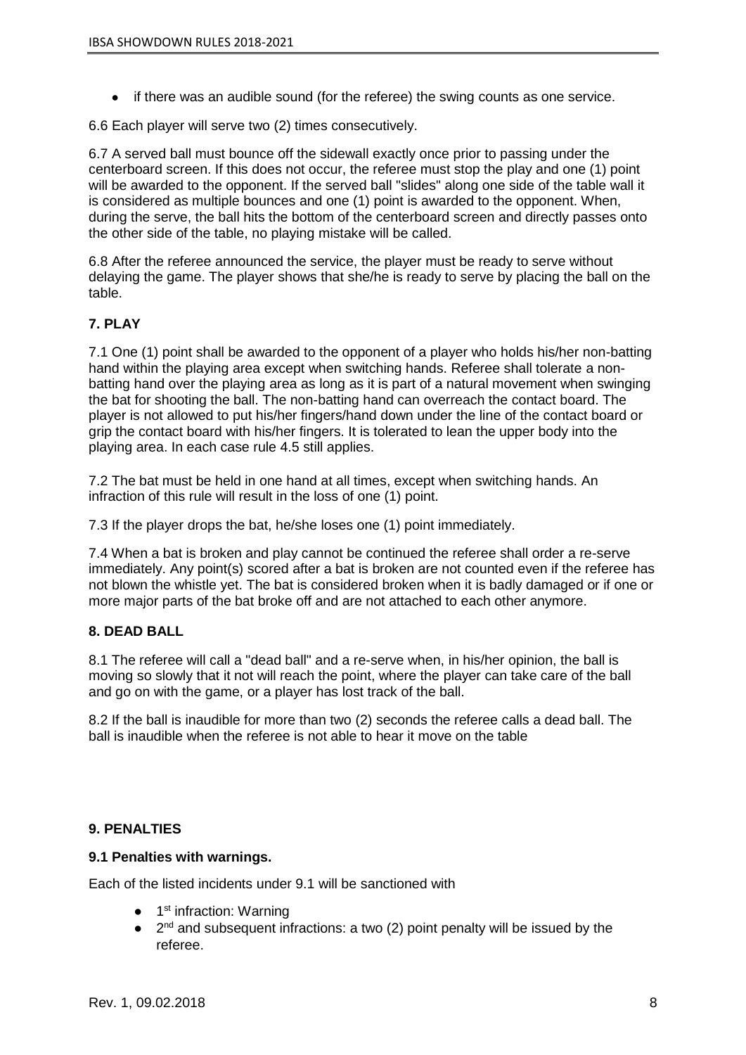- if there was an audible sound (for the referee) the swing counts as one service.

6.6 Each player will serve two (2) times consecutively.

6.7 A served ball must bounce off the sidewall exactly once prior to passing under the centerboard screen. If this does not occur, the referee must stop the play and one (1) point will be awarded to the opponent. If the served ball "slides" along one side of the table wall it is considered as multiple bounces and one (1) point is awarded to the opponent. When, during the serve, the ball hits the bottom of the centerboard screen and directly passes onto the other side of the table, no playing mistake will be called.

6.8 After the referee announced the service, the player must be ready to serve without delaying the game. The player shows that she/he is ready to serve by placing the ball on the table.

## 7. PLAY

7.1 One (1) point shall be awarded to the opponent of a player who holds his/her non-batting hand within the playing area except when switching hands. Referee shall tolerate a non-batting hand over the playing area as long as it is part of a natural movement when swinging the bat for shooting the ball. The non-batting hand can overreach the contact board. The player is not allowed to put his/her fingers/hand down under the line of the contact board or grip the contact board with his/her fingers. It is tolerated to lean the upper body into the playing area. In each case rule 4.5 still applies.

7.2 The bat must be held in one hand at all times, except when switching hands. An infraction of this rule will result in the loss of one (1) point.

7.3 If the player drops the bat, he/she loses one (1) point immediately.

7.4 When a bat is broken and play cannot be continued the referee shall order a re-serve immediately. Any point(s) scored after a bat is broken are not counted even if the referee has not blown the whistle yet. The bat is considered broken when it is badly damaged or if one or more major parts of the bat broke off and are not attached to each other anymore.

## 8. DEAD BALL

8.1 The referee will call a "dead ball" and a re-serve when, in his/her opinion, the ball is moving so slowly that it not will reach the point, where the player can take care of the ball and go on with the game, or a player has lost track of the ball.

8.2 If the ball is inaudible for more than two (2) seconds the referee calls a dead ball. The ball is inaudible when the referee is not able to hear it move on the table

## 9. PENALTIES

### 9.1 Penalties with warnings.

Each of the listed incidents under 9.1 will be sanctioned with

- 1st infraction: Warning
- 2nd and subsequent infractions: a two (2) point penalty will be issued by the referee.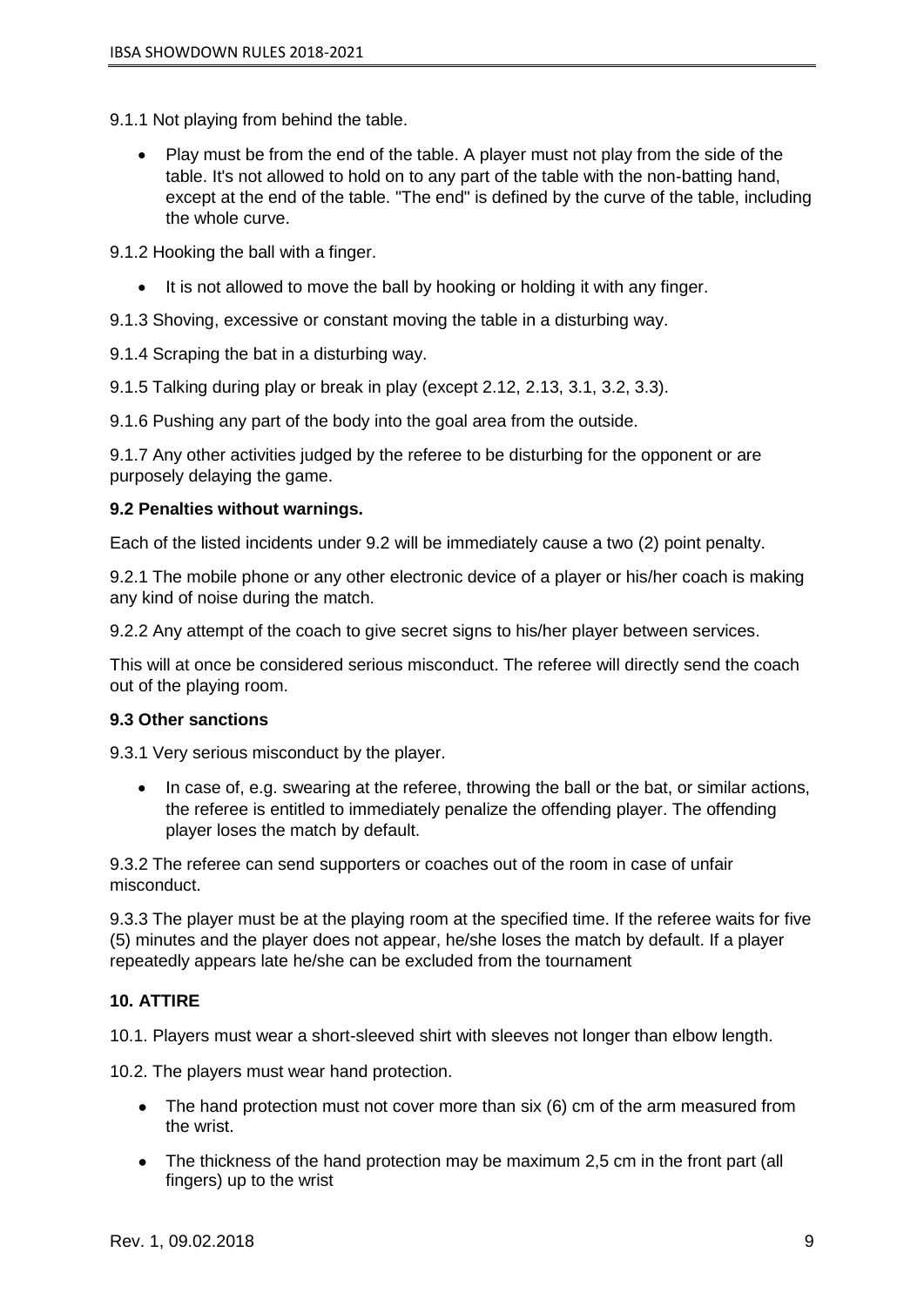9.1.1 Not playing from behind the table.

- Play must be from the end of the table. A player must not play from the side of the table. It's not allowed to hold on to any part of the table with the non-batting hand, except at the end of the table. "The end" is defined by the curve of the table, including the whole curve.

9.1.2 Hooking the ball with a finger.

- It is not allowed to move the ball by hooking or holding it with any finger.

9.1.3 Shoving, excessive or constant moving the table in a disturbing way.

9.1.4 Scraping the bat in a disturbing way.

9.1.5 Talking during play or break in play (except 2.12, 2.13, 3.1, 3.2, 3.3).

9.1.6 Pushing any part of the body into the goal area from the outside.

9.1.7 Any other activities judged by the referee to be disturbing for the opponent or are purposely delaying the game.

**9.2 Penalties without warnings.**

Each of the listed incidents under 9.2 will be immediately cause a two (2) point penalty.

9.2.1 The mobile phone or any other electronic device of a player or his/her coach is making any kind of noise during the match.

9.2.2 Any attempt of the coach to give secret signs to his/her player between services.

This will at once be considered serious misconduct. The referee will directly send the coach out of the playing room.

**9.3 Other sanctions**

9.3.1 Very serious misconduct by the player.

- In case of, e.g. swearing at the referee, throwing the ball or the bat, or similar actions, the referee is entitled to immediately penalize the offending player. The offending player loses the match by default.

9.3.2 The referee can send supporters or coaches out of the room in case of unfair misconduct.

9.3.3 The player must be at the playing room at the specified time. If the referee waits for five (5) minutes and the player does not appear, he/she loses the match by default. If a player repeatedly appears late he/she can be excluded from the tournament

**10. ATTIRE**

10.1. Players must wear a short-sleeved shirt with sleeves not longer than elbow length.

10.2. The players must wear hand protection.

- The hand protection must not cover more than six (6) cm of the arm measured from the wrist.
- The thickness of the hand protection may be maximum 2,5 cm in the front part (all fingers) up to the wrist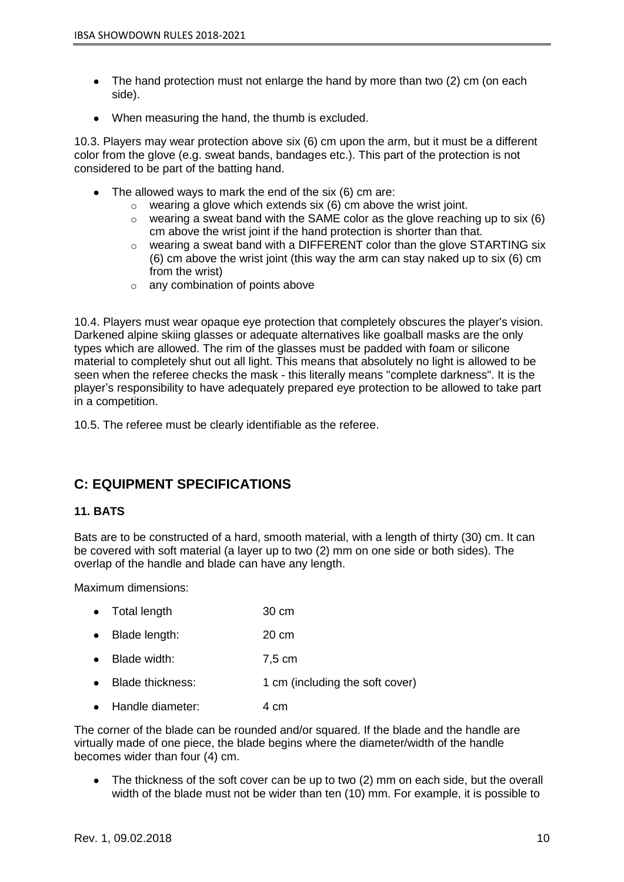- The hand protection must not enlarge the hand by more than two (2) cm (on each side).
- When measuring the hand, the thumb is excluded.

10.3. Players may wear protection above six (6) cm upon the arm, but it must be a different color from the glove (e.g. sweat bands, bandages etc.). This part of the protection is not considered to be part of the batting hand.

- The allowed ways to mark the end of the six (6) cm are:
  - wearing a glove which extends six (6) cm above the wrist joint.
  - wearing a sweat band with the SAME color as the glove reaching up to six (6) cm above the wrist joint if the hand protection is shorter than that.
  - wearing a sweat band with a DIFFERENT color than the glove STARTING six (6) cm above the wrist joint (this way the arm can stay naked up to six (6) cm from the wrist)
  - any combination of points above

10.4. Players must wear opaque eye protection that completely obscures the player's vision. Darkened alpine skiing glasses or adequate alternatives like goalball masks are the only types which are allowed. The rim of the glasses must be padded with foam or silicone material to completely shut out all light. This means that absolutely no light is allowed to be seen when the referee checks the mask - this literally means "complete darkness". It is the player's responsibility to have adequately prepared eye protection to be allowed to take part in a competition.

10.5. The referee must be clearly identifiable as the referee.

## C: EQUIPMENT SPECIFICATIONS

### 11. BATS

Bats are to be constructed of a hard, smooth material, with a length of thirty (30) cm. It can be covered with soft material (a layer up to two (2) mm on one side or both sides). The overlap of the handle and blade can have any length.

Maximum dimensions:

- Total length: 30 cm
- Blade length: 20 cm
- Blade width: 7,5 cm
- Blade thickness: 1 cm (including the soft cover)
- Handle diameter: 4 cm

The corner of the blade can be rounded and/or squared. If the blade and the handle are virtually made of one piece, the blade begins where the diameter/width of the handle becomes wider than four (4) cm.

- The thickness of the soft cover can be up to two (2) mm on each side, but the overall width of the blade must not be wider than ten (10) mm. For example, it is possible to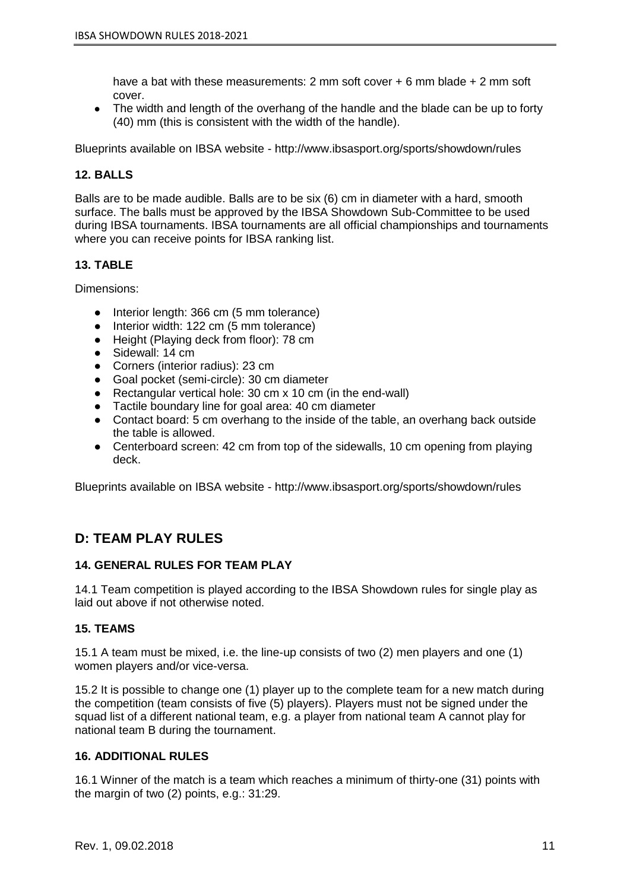have a bat with these measurements: 2 mm soft cover + 6 mm blade + 2 mm soft cover.

- The width and length of the overhang of the handle and the blade can be up to forty (40) mm (this is consistent with the width of the handle).

Blueprints available on IBSA website - http://www.ibsasport.org/sports/showdown/rules

### 12. BALLS

Balls are to be made audible. Balls are to be six (6) cm in diameter with a hard, smooth surface. The balls must be approved by the IBSA Showdown Sub-Committee to be used during IBSA tournaments. IBSA tournaments are all official championships and tournaments where you can receive points for IBSA ranking list.

### 13. TABLE

Dimensions:

- Interior length: 366 cm (5 mm tolerance)
- Interior width: 122 cm (5 mm tolerance)
- Height (Playing deck from floor): 78 cm
- Sidewall: 14 cm
- Corners (interior radius): 23 cm
- Goal pocket (semi-circle): 30 cm diameter
- Rectangular vertical hole: 30 cm x 10 cm (in the end-wall)
- Tactile boundary line for goal area: 40 cm diameter
- Contact board: 5 cm overhang to the inside of the table, an overhang back outside the table is allowed.
- Centerboard screen: 42 cm from top of the sidewalls, 10 cm opening from playing deck.

Blueprints available on IBSA website - http://www.ibsasport.org/sports/showdown/rules

## D: TEAM PLAY RULES

### 14. GENERAL RULES FOR TEAM PLAY

14.1 Team competition is played according to the IBSA Showdown rules for single play as laid out above if not otherwise noted.

### 15. TEAMS

15.1 A team must be mixed, i.e. the line-up consists of two (2) men players and one (1) women players and/or vice-versa.

15.2 It is possible to change one (1) player up to the complete team for a new match during the competition (team consists of five (5) players). Players must not be signed under the squad list of a different national team, e.g. a player from national team A cannot play for national team B during the tournament.

### 16. ADDITIONAL RULES

16.1 Winner of the match is a team which reaches a minimum of thirty-one (31) points with the margin of two (2) points, e.g.: 31:29.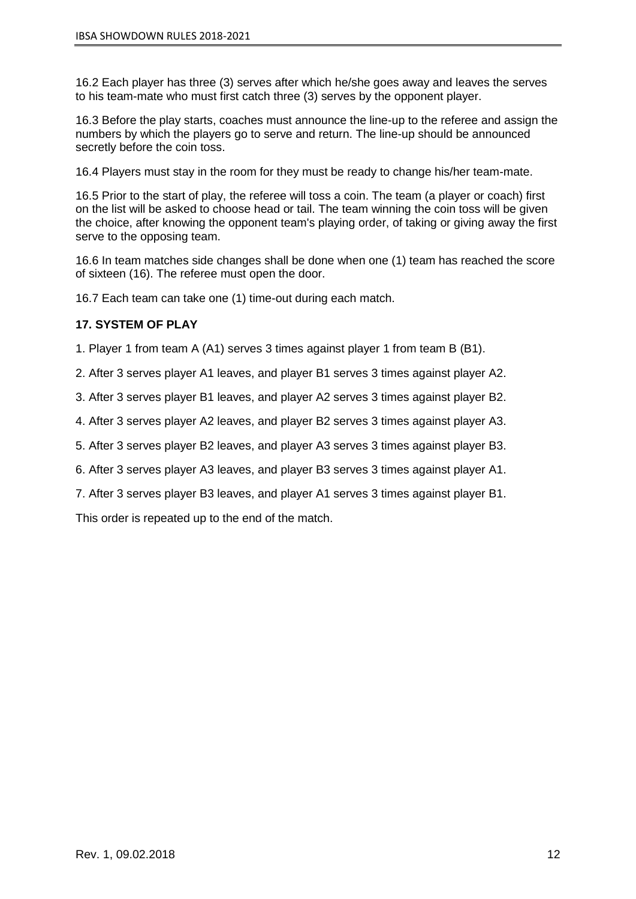16.2 Each player has three (3) serves after which he/she goes away and leaves the serves to his team-mate who must first catch three (3) serves by the opponent player.

16.3 Before the play starts, coaches must announce the line-up to the referee and assign the numbers by which the players go to serve and return. The line-up should be announced secretly before the coin toss.

16.4 Players must stay in the room for they must be ready to change his/her team-mate.

16.5 Prior to the start of play, the referee will toss a coin. The team (a player or coach) first on the list will be asked to choose head or tail. The team winning the coin toss will be given the choice, after knowing the opponent team's playing order, of taking or giving away the first serve to the opposing team.

16.6 In team matches side changes shall be done when one (1) team has reached the score of sixteen (16). The referee must open the door.

16.7 Each team can take one (1) time-out during each match.

### 17. SYSTEM OF PLAY

1. Player 1 from team A (A1) serves 3 times against player 1 from team B (B1).
2. After 3 serves player A1 leaves, and player B1 serves 3 times against player A2.
3. After 3 serves player B1 leaves, and player A2 serves 3 times against player B2.
4. After 3 serves player A2 leaves, and player B2 serves 3 times against player A3.
5. After 3 serves player B2 leaves, and player A3 serves 3 times against player B3.
6. After 3 serves player A3 leaves, and player B3 serves 3 times against player A1.
7. After 3 serves player B3 leaves, and player A1 serves 3 times against player B1.

This order is repeated up to the end of the match.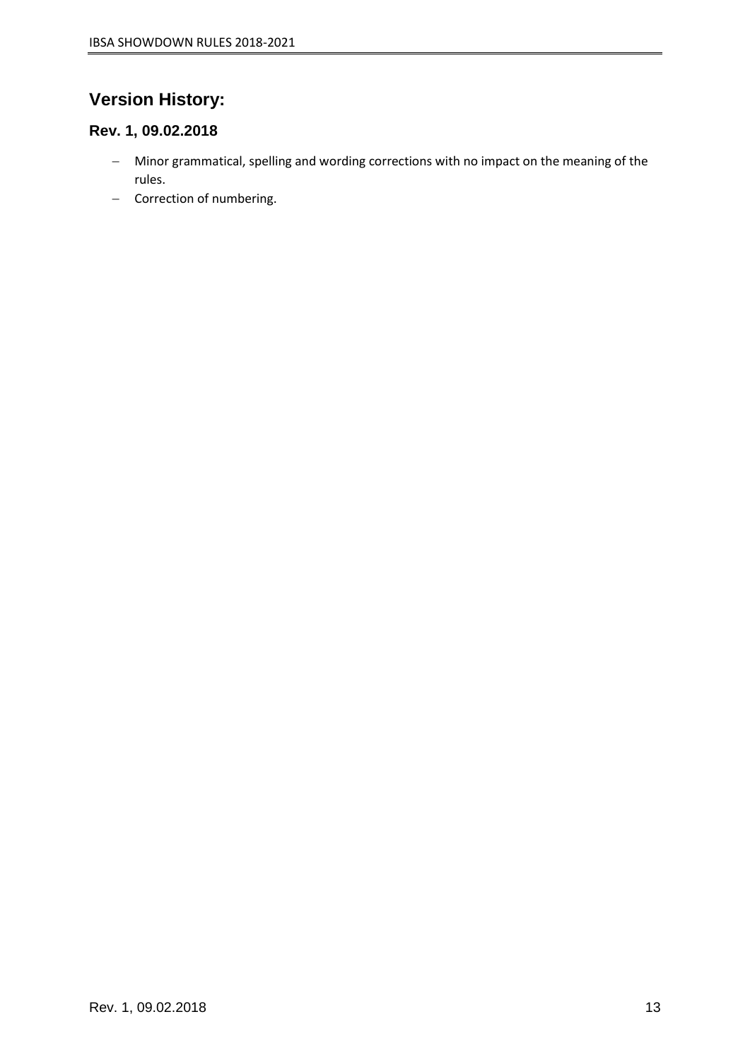## Version History:

### Rev. 1, 09.02.2018

- Minor grammatical, spelling and wording corrections with no impact on the meaning of the rules.
- Correction of numbering.